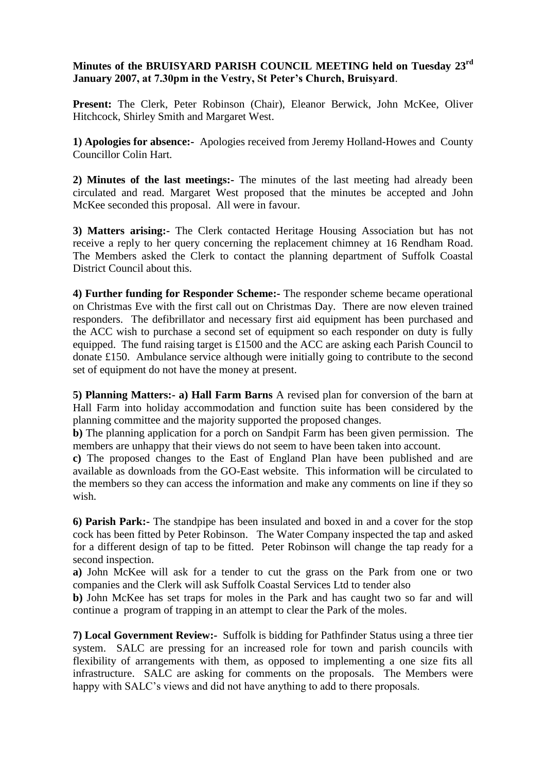**Minutes of the BRUISYARD PARISH COUNCIL MEETING held on Tuesday 23rd January 2007, at 7.30pm in the Vestry, St Peter's Church, Bruisyard**.

**Present:** The Clerk, Peter Robinson (Chair), Eleanor Berwick, John McKee, Oliver Hitchcock, Shirley Smith and Margaret West.

**1) Apologies for absence:-** Apologies received from Jeremy Holland-Howes and County Councillor Colin Hart.

**2) Minutes of the last meetings:-** The minutes of the last meeting had already been circulated and read. Margaret West proposed that the minutes be accepted and John McKee seconded this proposal. All were in favour.

**3) Matters arising:-** The Clerk contacted Heritage Housing Association but has not receive a reply to her query concerning the replacement chimney at 16 Rendham Road. The Members asked the Clerk to contact the planning department of Suffolk Coastal District Council about this.

**4) Further funding for Responder Scheme:-** The responder scheme became operational on Christmas Eve with the first call out on Christmas Day. There are now eleven trained responders. The defibrillator and necessary first aid equipment has been purchased and the ACC wish to purchase a second set of equipment so each responder on duty is fully equipped. The fund raising target is £1500 and the ACC are asking each Parish Council to donate £150. Ambulance service although were initially going to contribute to the second set of equipment do not have the money at present.

**5) Planning Matters:- a) Hall Farm Barns** A revised plan for conversion of the barn at Hall Farm into holiday accommodation and function suite has been considered by the planning committee and the majority supported the proposed changes.

**b)** The planning application for a porch on Sandpit Farm has been given permission. The members are unhappy that their views do not seem to have been taken into account.

**c)** The proposed changes to the East of England Plan have been published and are available as downloads from the GO-East website. This information will be circulated to the members so they can access the information and make any comments on line if they so wish.

**6) Parish Park:-** The standpipe has been insulated and boxed in and a cover for the stop cock has been fitted by Peter Robinson. The Water Company inspected the tap and asked for a different design of tap to be fitted. Peter Robinson will change the tap ready for a second inspection.

**a)** John McKee will ask for a tender to cut the grass on the Park from one or two companies and the Clerk will ask Suffolk Coastal Services Ltd to tender also

**b)** John McKee has set traps for moles in the Park and has caught two so far and will continue a program of trapping in an attempt to clear the Park of the moles.

**7) Local Government Review:-** Suffolk is bidding for Pathfinder Status using a three tier system. SALC are pressing for an increased role for town and parish councils with flexibility of arrangements with them, as opposed to implementing a one size fits all infrastructure. SALC are asking for comments on the proposals. The Members were happy with SALC's views and did not have anything to add to there proposals.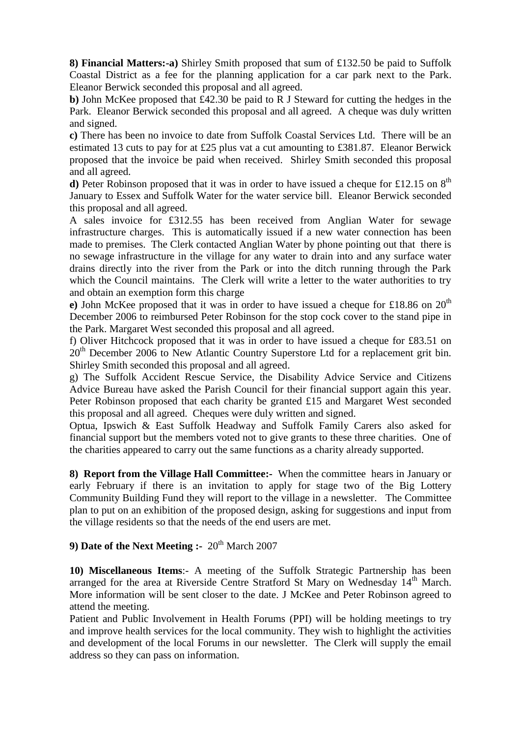**8) Financial Matters:-a)** Shirley Smith proposed that sum of £132.50 be paid to Suffolk Coastal District as a fee for the planning application for a car park next to the Park. Eleanor Berwick seconded this proposal and all agreed.

**b)** John McKee proposed that £42.30 be paid to R J Steward for cutting the hedges in the Park. Eleanor Berwick seconded this proposal and all agreed. A cheque was duly written and signed.

**c)** There has been no invoice to date from Suffolk Coastal Services Ltd. There will be an estimated 13 cuts to pay for at £25 plus vat a cut amounting to £381.87. Eleanor Berwick proposed that the invoice be paid when received. Shirley Smith seconded this proposal and all agreed.

**d)** Peter Robinson proposed that it was in order to have issued a cheque for £12.15 on 8th January to Essex and Suffolk Water for the water service bill. Eleanor Berwick seconded this proposal and all agreed.

A sales invoice for £312.55 has been received from Anglian Water for sewage infrastructure charges. This is automatically issued if a new water connection has been made to premises. The Clerk contacted Anglian Water by phone pointing out that there is no sewage infrastructure in the village for any water to drain into and any surface water drains directly into the river from the Park or into the ditch running through the Park which the Council maintains. The Clerk will write a letter to the water authorities to try and obtain an exemption form this charge

**e)** John McKee proposed that it was in order to have issued a cheque for £18.86 on 20th December 2006 to reimbursed Peter Robinson for the stop cock cover to the stand pipe in the Park. Margaret West seconded this proposal and all agreed.

f) Oliver Hitchcock proposed that it was in order to have issued a cheque for £83.51 on 20th December 2006 to New Atlantic Country Superstore Ltd for a replacement grit bin. Shirley Smith seconded this proposal and all agreed.

g) The Suffolk Accident Rescue Service, the Disability Advice Service and Citizens Advice Bureau have asked the Parish Council for their financial support again this year. Peter Robinson proposed that each charity be granted £15 and Margaret West seconded this proposal and all agreed. Cheques were duly written and signed.

Optua, Ipswich & East Suffolk Headway and Suffolk Family Carers also asked for financial support but the members voted not to give grants to these three charities. One of the charities appeared to carry out the same functions as a charity already supported.

**8) Report from the Village Hall Committee:-** When the committee hears in January or early February if there is an invitation to apply for stage two of the Big Lottery Community Building Fund they will report to the village in a newsletter. The Committee plan to put on an exhibition of the proposed design, asking for suggestions and input from the village residents so that the needs of the end users are met.

**9) Date of the Next Meeting :-** 20th March 2007

**10) Miscellaneous Items**:- A meeting of the Suffolk Strategic Partnership has been arranged for the area at Riverside Centre Stratford St Mary on Wednesday 14th March. More information will be sent closer to the date. J McKee and Peter Robinson agreed to attend the meeting.

Patient and Public Involvement in Health Forums (PPI) will be holding meetings to try and improve health services for the local community. They wish to highlight the activities and development of the local Forums in our newsletter. The Clerk will supply the email address so they can pass on information.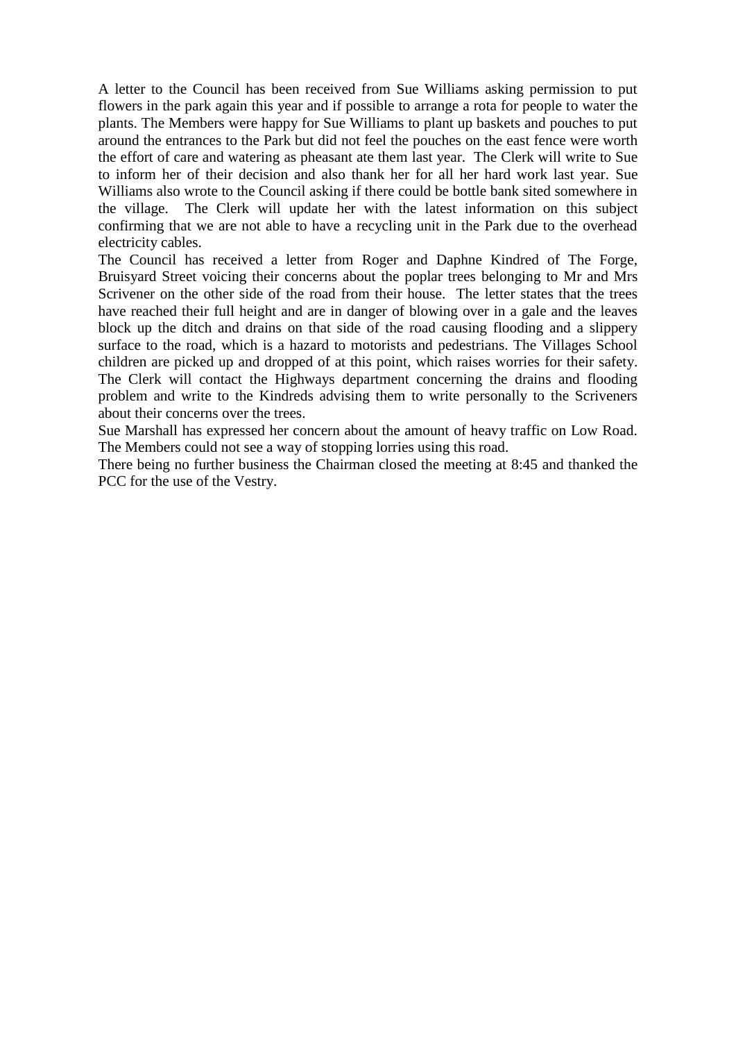A letter to the Council has been received from Sue Williams asking permission to put flowers in the park again this year and if possible to arrange a rota for people to water the plants. The Members were happy for Sue Williams to plant up baskets and pouches to put around the entrances to the Park but did not feel the pouches on the east fence were worth the effort of care and watering as pheasant ate them last year. The Clerk will write to Sue to inform her of their decision and also thank her for all her hard work last year. Sue Williams also wrote to the Council asking if there could be bottle bank sited somewhere in the village. The Clerk will update her with the latest information on this subject confirming that we are not able to have a recycling unit in the Park due to the overhead electricity cables.

The Council has received a letter from Roger and Daphne Kindred of The Forge, Bruisyard Street voicing their concerns about the poplar trees belonging to Mr and Mrs Scrivener on the other side of the road from their house. The letter states that the trees have reached their full height and are in danger of blowing over in a gale and the leaves block up the ditch and drains on that side of the road causing flooding and a slippery surface to the road, which is a hazard to motorists and pedestrians. The Villages School children are picked up and dropped of at this point, which raises worries for their safety. The Clerk will contact the Highways department concerning the drains and flooding problem and write to the Kindreds advising them to write personally to the Scriveners about their concerns over the trees.

Sue Marshall has expressed her concern about the amount of heavy traffic on Low Road. The Members could not see a way of stopping lorries using this road.

There being no further business the Chairman closed the meeting at 8:45 and thanked the PCC for the use of the Vestry.